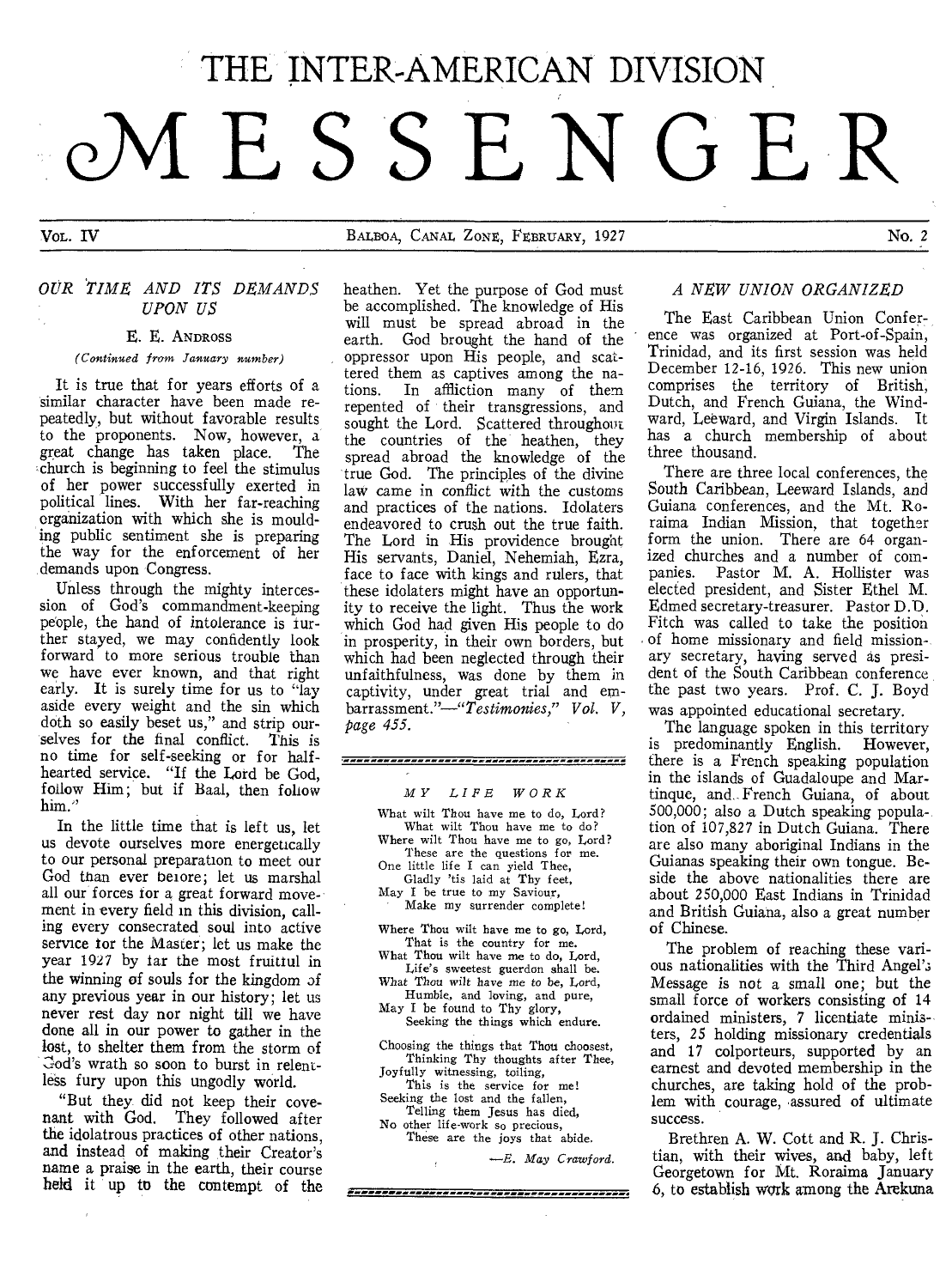# THE INTER-AMERICAN DIVISION MESSENGER

VOL. IV — BALBOA, CANAL ZONE, FEBRUARY, 1927 — No. 2

## OUR TIME AND ITS DEMANDS UPON US

E. E. ANDROSS

*(Continued from January number)*

It is true that for years efforts of a similar character have been made repeatedly, but without favorable results to the proponents. Now, however, a great change has taken place. The church is beginning to feel the stimulus of her power successfully exerted in political lines. With her far-reaching organization with which she is moulding public sentiment she is preparing the way for the enforcement of her demands upon Congress.

Unless through the mighty intercession of God's commandment-keeping people, the hand of intolerance is further stayed, we may confidently look forward to more serious trouble than we have ever known, and that right early. It is surely time for us to "lay aside every weight and the sin which doth so easily beset us," and strip ourselves for the final conflict. This is no time for self-seeking or for half-hearted service. "If the Lord be God, follow Him; but if Baal, then follow him."

In the little time that is left us, let us devote ourselves more energetically to our personal preparation to meet our God than ever before; let us marshal all our forces for a great forward movement in every field in this division, calling every consecrated soul into active service for the Master; let us make the year 1927 by far the most fruitful in the winning of souls for the kingdom of any previous year in our history; let us never rest day nor night till we have done all in our power to gather in the lost, to shelter them from the storm of God's wrath so soon to burst in relentless fury upon this ungodly world.

"But they did not keep their covenant with God. They followed after the idolatrous practices of other nations, and instead of making their Creator's name a praise in the earth, their course held it up to the contempt of the heathen. Yet the purpose of God must be accomplished. The knowledge of His will must be spread abroad in the earth. God brought the hand of the oppressor upon His people, and scattered them as captives among the nations. In affliction many of them repented of their transgressions, and sought the Lord. Scattered throughout the countries of the heathen, they spread abroad the knowledge of the true God. The principles of the divine law came in conflict with the customs and practices of the nations. Idolaters endeavored to crush out the true faith. The Lord in His providence brought His servants, Daniel, Nehemiah, Ezra, face to face with kings and rulers, that these idolaters might have an opportunity to receive the light. Thus the work which God had given His people to do in prosperity, in their own borders, but which had been neglected through their unfaithfulness, was done by them in captivity, under great trial and embarrassment."—*"Testimonies," Vol. V, page 455.*

### MY LIFE WORK

What wilt Thou have me to do, Lord?
What wilt Thou have me to do?
Where wilt Thou have me to go, Lord?
These are the questions for me.
One little life I can yield Thee,
Gladly 'tis laid at Thy feet,
May I be true to my Saviour,
Make my surrender complete!

Where Thou wilt have me to go, Lord,
That is the country for me.
What Thou wilt have me to do, Lord,
Life's sweetest guerdon shall be.
What Thou wilt have me to be, Lord,
Humble, and loving, and pure,
May I be found to Thy glory,
Seeking the things which endure.

Choosing the things that Thou choosest,
Thinking Thy thoughts after Thee,
Joyfully witnessing, toiling,
This is the service for me!
Seeking the lost and the fallen,
Telling them Jesus has died,
No other life-work so precious,
These are the joys that abide.

—*E. May Crawford.*

## A NEW UNION ORGANIZED

The East Caribbean Union Conference was organized at Port-of-Spain, Trinidad, and its first session was held December 12-16, 1926. This new union comprises the territory of British, Dutch, and French Guiana, the Windward, Leeward, and Virgin Islands. It has a church membership of about three thousand.

There are three local conferences, the South Caribbean, Leeward Islands, and Guiana conferences, and the Mt. Roraima Indian Mission, that together form the union. There are 64 organized churches and a number of companies. Pastor M. A. Hollister was elected president, and Sister Ethel M. Edmed secretary-treasurer. Pastor D. D. Fitch was called to take the position of home missionary and field missionary secretary, having served as president of the South Caribbean conference the past two years. Prof. C. J. Boyd was appointed educational secretary.

The language spoken in this territory is predominantly English. However, there is a French speaking population in the islands of Guadaloupe and Martinque, and French Guiana, of about 500,000; also a Dutch speaking population of 107,827 in Dutch Guiana. There are also many aboriginal Indians in the Guianas speaking their own tongue. Beside the above nationalities there are about 250,000 East Indians in Trinidad and British Guiana, also a great number of Chinese.

The problem of reaching these various nationalities with the Third Angel's Message is not a small one; but the small force of workers consisting of 14 ordained ministers, 7 licentiate ministers, 25 holding missionary credentials and 17 colporteurs, supported by an earnest and devoted membership in the churches, are taking hold of the problem with courage, assured of ultimate success.

Brethren A. W. Cott and R. J. Christian, with their wives, and baby, left Georgetown for Mt. Roraima January 6, to establish work among the Arekuna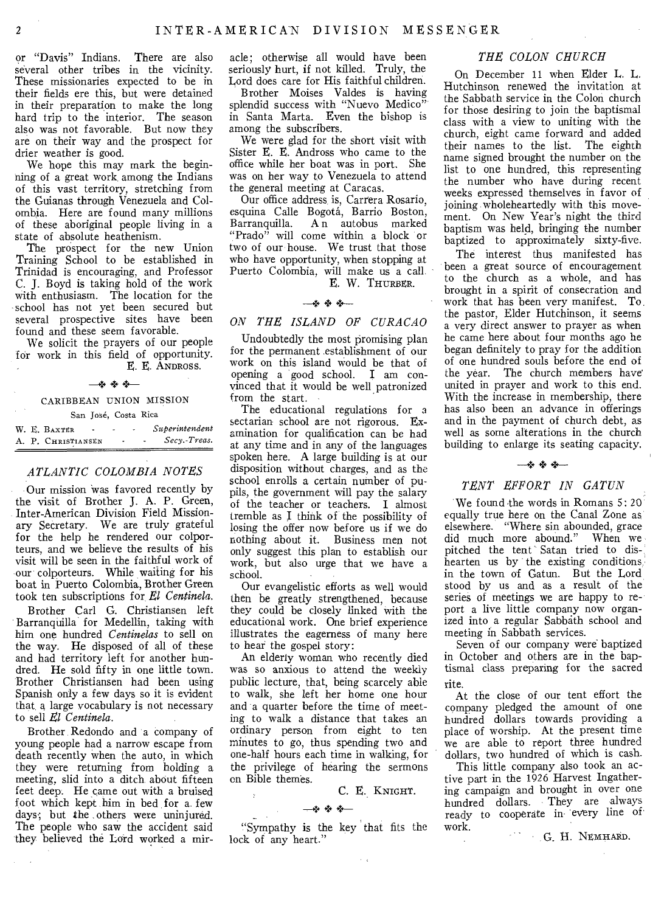or "Davis" Indians. There are also several other tribes in the vicinity. These missionaries expected to be in their fields ere this, but were detained in their preparation to make the long hard trip to the interior. The season also was not favorable. But now they are on their way and the prospect for drier weather is good.

We hope this may mark the beginning of a great work among the Indians of this vast territory, stretching from the Guianas through Venezuela and Colombia. Here are found many millions of these aboriginal people living in a state of absolute heathenism.

The prospect for the new Union Training School to be established in Trinidad is encouraging, and Professor C. J. Boyd is taking hold of the work with enthusiasm. The location for the school has not yet been secured but several prospective sites have been found and these seem favorable.

We solicit the prayers of our people for work in this field of opportunity.

E. E. ANDROSS.

---

CARIBBEAN UNION MISSION

San José, Costa Rica

W. E. BAXTER — *Superintendent*
A. P. CHRISTIANSEN — *Secy.-Treas.*

## *ATLANTIC COLOMBIA NOTES*

Our mission was favored recently by the visit of Brother J. A. P. Green, Inter-American Division Field Missionary Secretary. We are truly grateful for the help he rendered our colporteurs, and we believe the results of his visit will be seen in the faithful work of our colporteurs. While waiting for his boat in Puerto Colombia, Brother Green took ten subscriptions for *El Centinela*.

Brother Carl G. Christiansen left Barranquilla for Medellin, taking with him one hundred *Centinelas* to sell on the way. He disposed of all of these and had territory left for another hundred. He sold fifty in one little town. Brother Christiansen had been using Spanish only a few days so it is evident that a large vocabulary is not necessary to sell *El Centinela*.

Brother Redondo and a company of young people had a narrow escape from death recently when the auto, in which they were returning from holding a meeting, slid into a ditch about fifteen feet deep. He came out with a bruised foot which kept him in bed for a few days; but the others were uninjured. The people who saw the accident said they believed the Lord worked a miracle; otherwise all would have been seriously hurt, if not killed. Truly, the Lord does care for His faithful children.

Brother Moises Valdes is having splendid success with "Nuevo Medico" in Santa Marta. Even the bishop is among the subscribers.

We were glad for the short visit with Sister E. E. Andross who came to the office while her boat was in port. She was on her way to Venezuela to attend the general meeting at Caracas.

Our office address is, Carrera Rosario, esquina Calle Bogotá, Barrio Boston, Barranquilla. An autobus marked "Prado" will come within a block or two of our house. We trust that those who have opportunity, when stopping at Puerto Colombia, will make us a call.

E. W. THURBER.

---

## *ON THE ISLAND OF CURACAO*

Undoubtedly the most promising plan for the permanent establishment of our work on this island would be that of opening a good school. I am convinced that it would be well patronized from the start.

The educational regulations for a sectarian school are not rigorous. Examination for qualification can be had at any time and in any of the languages spoken here. A large building is at our disposition without charges, and as the school enrolls a certain number of pupils, the government will pay the salary of the teacher or teachers. I almost tremble as I think of the possibility of losing the offer now before us if we do nothing about it. Business men not only suggest this plan to establish our work, but also urge that we have a school.

Our evangelistic efforts as well would then be greatly strengthened, because they could be closely linked with the educational work. One brief experience illustrates the eagerness of many here to hear the gospel story:

An elderly woman who recently died was so anxious to attend the weekly public lecture, that, being scarcely able to walk, she left her home one hour and a quarter before the time of meeting to walk a distance that takes an ordinary person from eight to ten minutes to go, thus spending two and one-half hours each time in walking, for the privilege of hearing the sermons on Bible themes.

C. E. KNIGHT.

---

"Sympathy is the key that fits the lock of any heart."

## *THE COLON CHURCH*

On December 11 when Elder L. L. Hutchinson renewed the invitation at the Sabbath service in the Colon church for those desiring to join the baptismal class with a view to uniting with the church, eight came forward and added their names to the list. The eighth name signed brought the number on the list to one hundred, this representing the number who have during recent weeks expressed themselves in favor of joining wholeheartedly with this movement. On New Year's night the third baptism was held, bringing the number baptized to approximately sixty-five.

The interest thus manifested has been a great source of encouragement to the church as a whole, and has brought in a spirit of consecration and work that has been very manifest. To the pastor, Elder Hutchinson, it seems a very direct answer to prayer as when he came here about four months ago he began definitely to pray for the addition of one hundred souls before the end of the year. The church members have united in prayer and work to this end. With the increase in membership, there has also been an advance in offerings and in the payment of church debt, as well as some alterations in the church building to enlarge its seating capacity.

---

## *TENT EFFORT IN GATUN*

We found the words in Romans 5:20 equally true here on the Canal Zone as elsewhere. "Where sin abounded, grace did much more abound." When we pitched the tent Satan tried to dishearten us by the existing conditions in the town of Gatun. But the Lord stood by us and as a result of the series of meetings we are happy to report a live little company now organized into a regular Sabbath school and meeting in Sabbath services.

Seven of our company were baptized in October and others are in the baptismal class preparing for the sacred rite.

At the close of our tent effort the company pledged the amount of one hundred dollars towards providing a place of worship. At the present time we are able to report three hundred dollars, two hundred of which is cash.

This little company also took an active part in the 1926 Harvest Ingathering campaign and brought in over one hundred dollars. They are always ready to cooperate in every line of work.

G. H. NEMHARD.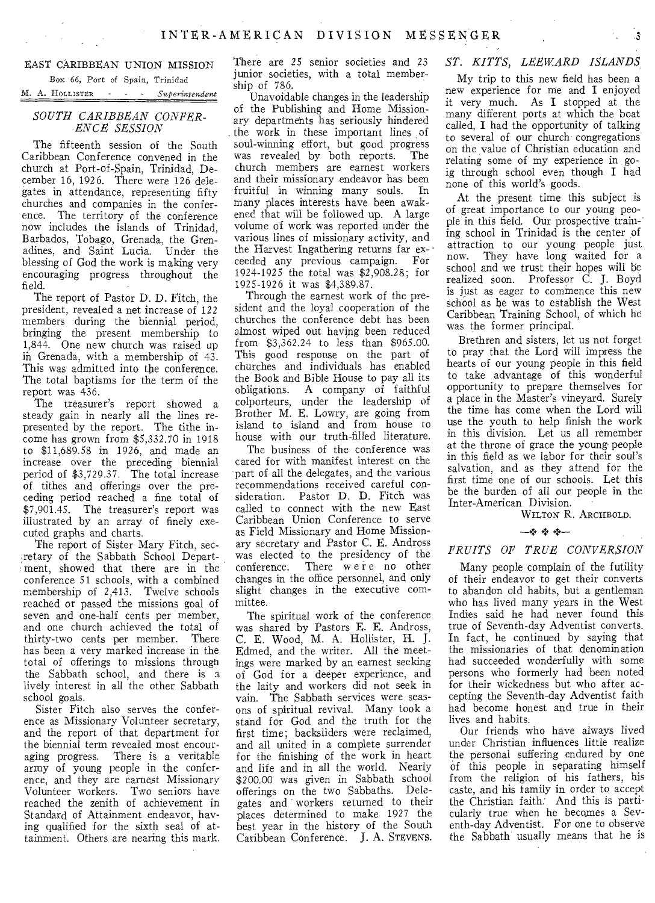## EAST CARIBBEAN UNION MISSION

Box 66, Port of Spain, Trinidad

M. A. HOLLISTER - - - *Superintendent*

### *SOUTH CARIBBEAN CONFERENCE SESSION*

The fifteenth session of the South Caribbean Conference convened in the church at Port-of-Spain, Trinidad, December 16, 1926. There were 126 delegates in attendance, representing fifty churches and companies in the conference. The territory of the conference now includes the islands of Trinidad, Barbados, Tobago, Grenada, the Grenadines, and Saint Lucia. Under the blessing of God the work is making very encouraging progress throughout the field.

The report of Pastor D. D. Fitch, the president, revealed a net increase of 122 members during the biennial period, bringing the present membership to 1,844. One new church was raised up in Grenada, with a membership of 43. This was admitted into the conference. The total baptisms for the term of the report was 436.

The treasurer's report showed a steady gain in nearly all the lines represented by the report. The tithe income has grown from $5,332.70 in 1918 to $11,689.58 in 1926, and made an increase over the preceding biennial period of $3,729.37. The total increase of tithes and offerings over the preceding period reached a fine total of $7,901.45. The treasurer's report was illustrated by an array of finely executed graphs and charts.

The report of Sister Mary Fitch, secretary of the Sabbath School Department, showed that there are in the conference 51 schools, with a combined membership of 2,413. Twelve schools reached or passed the missions goal of seven and one-half cents per member, and one church achieved the total of thirty-two cents per member. There has been a very marked increase in the total of offerings to missions through the Sabbath school, and there is a lively interest in all the other Sabbath school goals.

Sister Fitch also serves the conference as Missionary Volunteer secretary, and the report of that department for the biennial term revealed most encouraging progress. There is a veritable army of young people in the conference, and they are earnest Missionary Volunteer workers. Two seniors have reached the zenith of achievement in Standard of Attainment endeavor, having qualified for the sixth seal of attainment. Others are nearing this mark. There are 25 senior societies and 23 junior societies, with a total membership of 786.

Unavoidable changes in the leadership of the Publishing and Home Missionary departments has seriously hindered the work in these important lines of soul-winning effort, but good progress was revealed by both reports. The church members are earnest workers and their missionary endeavor has been fruitful in winning many souls. In many places interests have been awakened that will be followed up. A large volume of work was reported under the various lines of missionary activity, and the Harvest Ingathering returns far exceeded any previous campaign. For 1924-1925 the total was $2,908.28; for 1925-1926 it was $4,389.87.

Through the earnest work of the president and the loyal cooperation of the churches the conference debt has been almost wiped out having been reduced from $3,362.24 to less than $965.00. This good response on the part of churches and individuals has enabled the Book and Bible House to pay all its obligations. A company of faithful colporteurs, under the leadership of Brother M. E. Lowry, are going from island to island and from house to house with our truth-filled literature.

The business of the conference was cared for with manifest interest on the part of all the delegates, and the various recommendations received careful consideration. Pastor D. D. Fitch was called to connect with the new East Caribbean Union Conference to serve as Field Missionary and Home Missionary secretary and Pastor C. E. Andross was elected to the presidency of the conference. There were no other changes in the office personnel, and only slight changes in the executive committee.

The spiritual work of the conference was shared by Pastors E. E. Andross, C. E. Wood, M. A. Hollister, H. J. Edmed, and the writer. All the meetings were marked by an earnest seeking of God for a deeper experience, and the laity and workers did not seek in vain. The Sabbath services were seasons of spiritual revival. Many took a stand for God and the truth for the first time; backsliders were reclaimed, and all united in a complete surrender for the finishing of the work in heart and life and in all the world. Nearly $200.00 was given in Sabbath school offerings on the two Sabbaths. Delegates and workers returned to their places determined to make 1927 the best year in the history of the South Caribbean Conference. J. A. STEVENS.

### *ST. KITTS, LEEWARD ISLANDS*

My trip to this new field has been a new experience for me and I enjoyed it very much. As I stopped at the many different ports at which the boat called, I had the opportunity of talking to several of our church congregations on the value of Christian education and relating some of my experience in going through school even though I had none of this world's goods.

At the present time this subject is of great importance to our young people in this field. Our prospective training school in Trinidad is the center of attraction to our young people just now. They have long waited for a school and we trust their hopes will be realized soon. Professor C. J. Boyd is just as eager to commence this new school as he was to establish the West Caribbean Training School, of which he was the former principal.

Brethren and sisters, let us not forget to pray that the Lord will impress the hearts of our young people in this field to take advantage of this wonderful opportunity to prepare themselves for a place in the Master's vineyard. Surely the time has come when the Lord will use the youth to help finish the work in this division. Let us all remember at the throne of grace the young people in this field as we labor for their soul's salvation, and as they attend for the first time one of our schools. Let this be the burden of all our people in the Inter-American Division.

WILTON R. ARCHBOLD.

### *FRUITS OF TRUE CONVERSION*

Many people complain of the futility of their endeavor to get their converts to abandon old habits, but a gentleman who has lived many years in the West Indies said he had never found this true of Seventh-day Adventist converts. In fact, he continued by saying that the missionaries of that denomination had succeeded wonderfully with some persons who formerly had been noted for their wickedness but who after accepting the Seventh-day Adventist faith had become honest and true in their lives and habits.

Our friends who have always lived under Christian influences little realize the personal suffering endured by one of this people in separating himself from the religion of his fathers, his caste, and his family in order to accept the Christian faith. And this is particularly true when he becomes a Seventh-day Adventist. For one to observe the Sabbath usually means that he is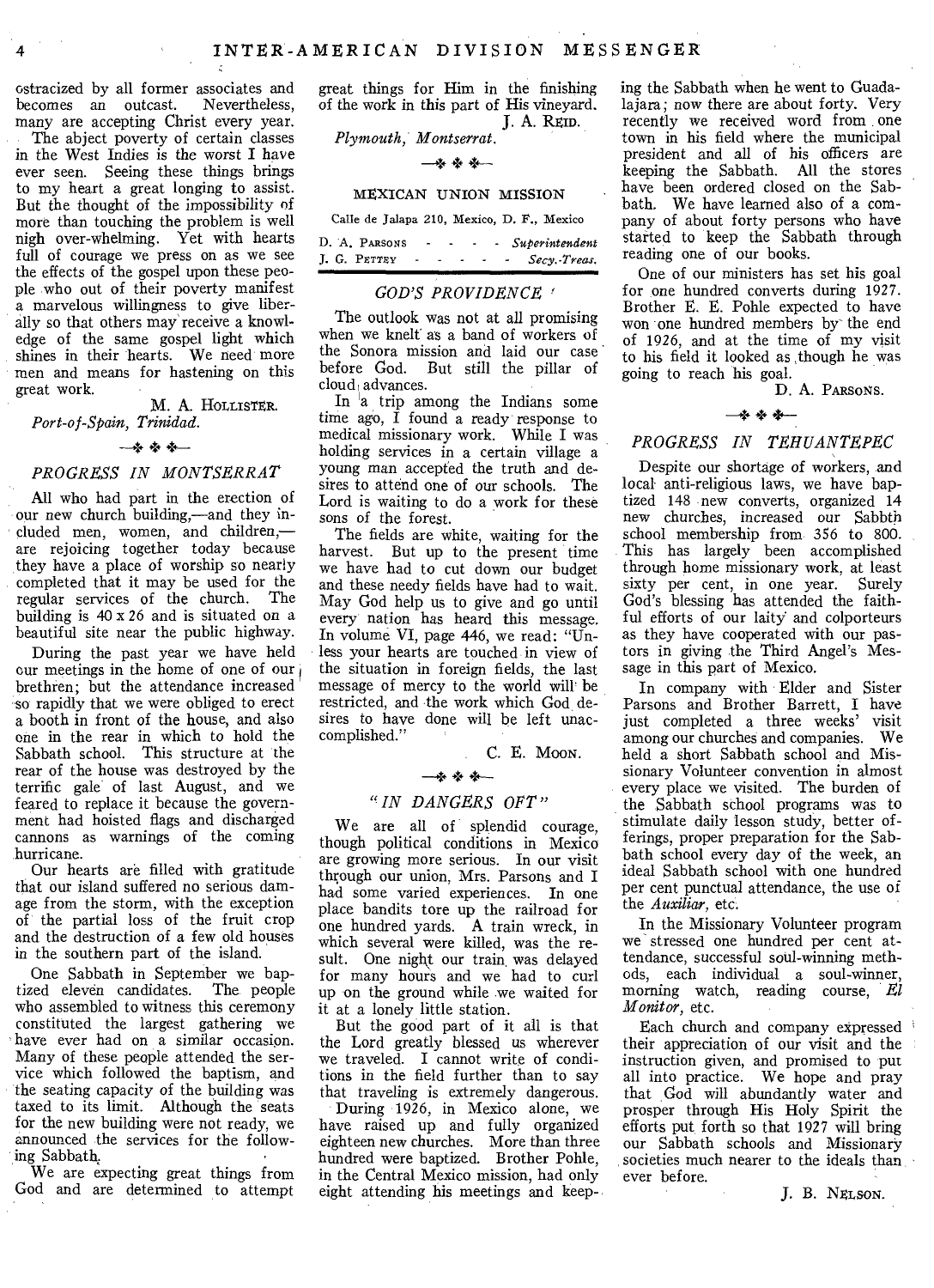ostracized by all former associates and becomes an outcast. Nevertheless, many are accepting Christ every year.

The abject poverty of certain classes in the West Indies is the worst I have ever seen. Seeing these things brings to my heart a great longing to assist. But the thought of the impossibility of more than touching the problem is well nigh over-whelming. Yet with hearts full of courage we press on as we see the effects of the gospel upon these people who out of their poverty manifest a marvelous willingness to give liberally so that others may receive a knowledge of the same gospel light which shines in their hearts. We need more men and means for hastening on this great work.

M. A. HOLLISTER.

*Port-of-Spain, Trinidad.*

## *PROGRESS IN MONTSERRAT*

All who had part in the erection of our new church building,—and they included men, women, and children,—are rejoicing together today because they have a place of worship so nearly completed that it may be used for the regular services of the church. The building is 40 x 26 and is situated on a beautiful site near the public highway.

During the past year we have held our meetings in the home of one of our brethren; but the attendance increased so rapidly that we were obliged to erect a booth in front of the house, and also one in the rear in which to hold the Sabbath school. This structure at the rear of the house was destroyed by the terrific gale of last August, and we feared to replace it because the government had hoisted flags and discharged cannons as warnings of the coming hurricane.

Our hearts are filled with gratitude that our island suffered no serious damage from the storm, with the exception of the partial loss of the fruit crop and the destruction of a few old houses in the southern part of the island.

One Sabbath in September we baptized eleven candidates. The people who assembled to witness this ceremony constituted the largest gathering we have ever had on a similar occasion. Many of these people attended the service which followed the baptism, and the seating capacity of the building was taxed to its limit. Although the seats for the new building were not ready, we announced the services for the following Sabbath.

We are expecting great things from God and are determined to attempt great things for Him in the finishing of the work in this part of His vineyard.

J. A. REID.

*Plymouth, Montserrat.*

## MEXICAN UNION MISSION

Calle de Jalapa 210, Mexico, D. F., Mexico

D. A. PARSONS - - - - - *Superintendent*
J. G. PETTEY - - - - - *Secy.-Treas.*

## *GOD'S PROVIDENCE*

The outlook was not at all promising when we knelt as a band of workers of the Sonora mission and laid our case before God. But still the pillar of cloud advances.

In a trip among the Indians some time ago, I found a ready response to medical missionary work. While I was holding services in a certain village a young man accepted the truth and desires to attend one of our schools. The Lord is waiting to do a work for these sons of the forest.

The fields are white, waiting for the harvest. But up to the present time we have had to cut down our budget and these needy fields have had to wait. May God help us to give and go until every nation has heard this message. In volume VI, page 446, we read: "Unless your hearts are touched in view of the situation in foreign fields, the last message of mercy to the world will be restricted, and the work which God desires to have done will be left unaccomplished."

C. E. MOON.

## *"IN DANGERS OFT"*

We are all of splendid courage, though political conditions in Mexico are growing more serious. In our visit through our union, Mrs. Parsons and I had some varied experiences. In one place bandits tore up the railroad for one hundred yards. A train wreck, in which several were killed, was the result. One night our train was delayed for many hours and we had to curl up on the ground while we waited for it at a lonely little station.

But the good part of it all is that the Lord greatly blessed us wherever we traveled. I cannot write of conditions in the field further than to say that traveling is extremely dangerous.

During 1926, in Mexico alone, we have raised up and fully organized eighteen new churches. More than three hundred were baptized. Brother Pohle, in the Central Mexico mission, had only eight attending his meetings and keeping the Sabbath when he went to Guadalajara; now there are about forty. Very recently we received word from one town in his field where the municipal president and all of his officers are keeping the Sabbath. All the stores have been ordered closed on the Sabbath. We have learned also of a company of about forty persons who have started to keep the Sabbath through reading one of our books.

One of our ministers has set his goal for one hundred converts during 1927. Brother E. E. Pohle expected to have won one hundred members by the end of 1926, and at the time of my visit to his field it looked as though he was going to reach his goal.

D. A. PARSONS.

## *PROGRESS IN TEHUANTEPEC*

Despite our shortage of workers, and local anti-religious laws, we have baptized 148 new converts, organized 14 new churches, increased our Sabbth school membership from 356 to 800. This has largely been accomplished through home missionary work, at least sixty per cent, in one year. Surely God's blessing has attended the faithful efforts of our laity and colporteurs as they have cooperated with our pastors in giving the Third Angel's Message in this part of Mexico.

In company with Elder and Sister Parsons and Brother Barrett, I have just completed a three weeks' visit among our churches and companies. We held a short Sabbath school and Missionary Volunteer convention in almost every place we visited. The burden of the Sabbath school programs was to stimulate daily lesson study, better offerings, proper preparation for the Sabbath school every day of the week, an ideal Sabbath school with one hundred per cent punctual attendance, the use of the *Auxiliar*, etc.

In the Missionary Volunteer program we stressed one hundred per cent attendance, successful soul-winning methods, each individual a soul-winner, morning watch, reading course, *El Monitor*, etc.

Each church and company expressed their appreciation of our visit and the instruction given, and promised to put all into practice. We hope and pray that God will abundantly water and prosper through His Holy Spirit the efforts put forth so that 1927 will bring our Sabbath schools and Missionary societies much nearer to the ideals than ever before.

J. B. NELSON.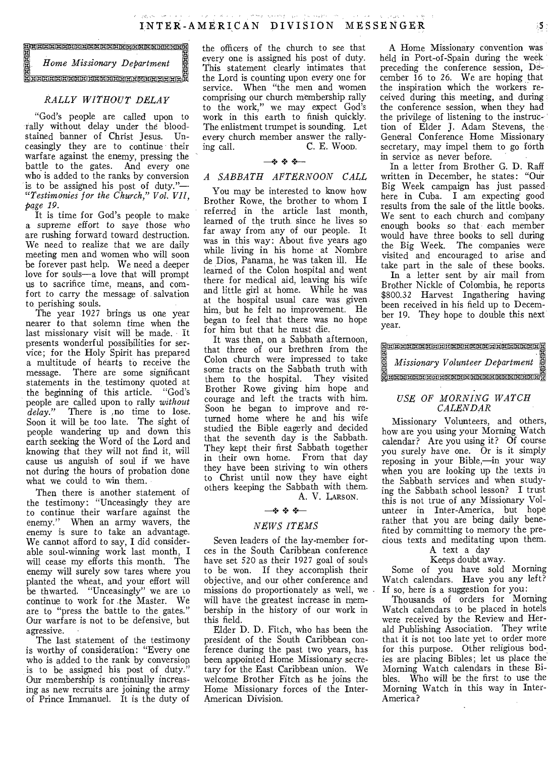## *Home Missionary Department*

### *RALLY WITHOUT DELAY*

"God's people are called upon to rally without delay under the blood-stained banner of Christ Jesus. Unceasingly they are to continue their warfare against the enemy, pressing the battle to the gates. And every one who is added to the ranks by conversion is to be assigned his post of duty."—*"Testimonies for the Church," Vol. VII, page 19.*

It is time for God's people to make a supreme effort to save those who are rushing forward toward destruction. We need to realize that we are daily meeting men and women who will soon be forever past help. We need a deeper love for souls—a love that will prompt us to sacrifice time, means, and comfort to carry the message of salvation to perishing souls.

The year 1927 brings us one year nearer to that solemn time when the last missionary visit will be made. It presents wonderful possibilities for service; for the Holy Spirit has prepared a multitude of hearts to receive the message. There are some significant statements in the testimony quoted at the beginning of this article. "God's people are called upon to rally *without delay.*" There is no time to lose. Soon it will be too late. The sight of people wandering up and down this earth seeking the Word of the Lord and knowing that they will not find it, will cause us anguish of soul if we have not during the hours of probation done what we could to win them.

Then there is another statement of the testimony: "Unceasingly they are to continue their warfare against the enemy." When an army wavers, the enemy is sure to take an advantage. We cannot afford to say, I did considerable soul-winning work last month, I will cease my efforts this month. The enemy will surely sow tares where you planted the wheat, and your effort will be thwarted. "Unceasingly" we are to continue to work for the Master. We are to "press the battle to the gates." Our warfare is not to be defensive, but agressive.

The last statement of the testimony is worthy of consideration: "Every one who is added to the rank by conversion is to be assigned his post of duty." Our membership is continually increasing as new recruits are joining the army of Prince Immanuel. It is the duty of the officers of the church to see that every one is assigned his post of duty. This statement clearly intimates that the Lord is counting upon every one for service. When "the men and women comprising our church membership rally to the work," we may expect God's work in this earth to finish quickly. The enlistment trumpet is sounding. Let every church member answer the rallying call.

C. E. WOOD.

### *A SABBATH AFTERNOON CALL*

You may be interested to know how Brother Rowe, the brother to whom I referred in the article last month, learned of the truth since he lives so far away from any of our people. It was in this way: About five years ago while living in his home at Nombre de Dios, Panama, he was taken ill. He learned of the Colon hospital and went there for medical aid, leaving his wife and little girl at home. While he was at the hospital usual care was given him, but he felt no improvement. He began to feel that there was no hope for him but that he must die.

It was then, on a Sabbath afternoon, that three of our brethren from the Colon church were impressed to take some tracts on the Sabbath truth with them to the hospital. They visited Brother Rowe giving him hope and courage and left the tracts with him. Soon he began to improve and returned home where he and his wife studied the Bible eagerly and decided that the seventh day is the Sabbath. They kept their first Sabbath together in their own home. From that day they have been striving to win others to Christ until now they have eight others keeping the Sabbath with them.

A. V. LARSON.

### *NEWS ITEMS*

Seven leaders of the lay-member forces in the South Caribbean conference have set 520 as their 1927 goal of souls to be won. If they accomplish their objective, and our other conference and missions do proportionately as well, we will have the greatest increase in membership in the history of our work in this field.

Elder D. D. Fitch, who has been the president of the South Caribbean conference during the past two years, has been appointed Home Missionary secretary for the East Caribbean union. We welcome Brother Fitch as he joins the Home Missionary forces of the Inter-American Division.

A Home Missionary convention was held in Port-of-Spain during the week preceding the conference session, December 16 to 26. We are hoping that the inspiration which the workers received during this meeting, and during the conference session, when they had the privilege of listening to the instruction of Elder J. Adam Stevens, the General Conference Home Missionary secretary, may impel them to go forth in service as never before.

In a letter from Brother G. D. Raff written in December, he states: "Our Big Week campaign has just passed here in Cuba. I am expecting good results from the sale of the little books. We sent to each church and company enough books so that each member would have three books to sell during the Big Week. The companies were visited and encouraged to arise and take part in the sale of these books.

In a letter sent by air mail from Brother Nickle of Colombia, he reports $800.32 Harvest Ingathering having been received in his field up to December 19. They hope to double this next year.

## *Missionary Volunteer Department*

### *USE OF MORNING WATCH CALENDAR*

Missionary Volunteers, and others, how are you using your Morning Watch calendar? Are you using it? Of course you surely have one. Or is it simply reposing in your Bible,—in your way when you are looking up the texts in the Sabbath services and when studying the Sabbath school lesson? I trust this is not true of any Missionary Volunteer in Inter-America, but hope rather that you are being daily benefited by committing to memory the precious texts and meditating upon them.

A text a day
Keeps doubt away.

Some of you have sold Morning Watch calendars. Have you any left? If so, here is a suggestion for you:

Thousands of orders for Morning Watch calendars to be placed in hotels were received by the Review and Herald Publishing Association. They write that it is not too late yet to order more for this purpose. Other religious bodies are placing Bibles; let us place the Morning Watch calendars in these Bibles. Who will be the first to use the Morning Watch in this way in Inter-America?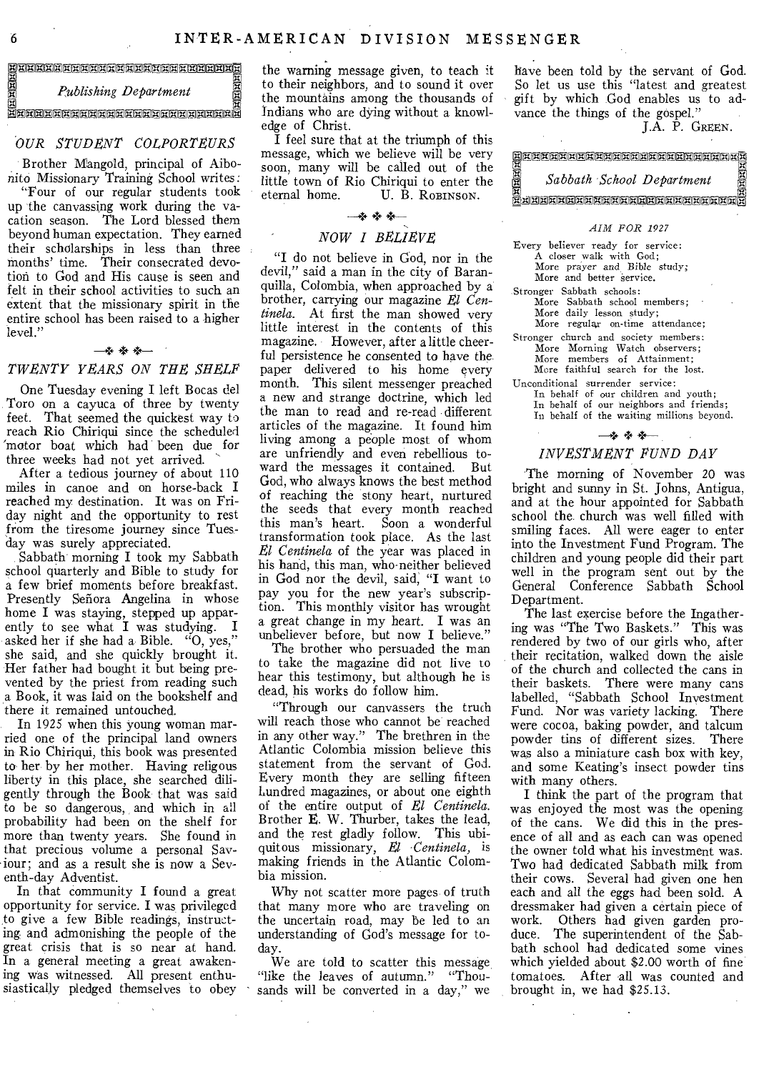## Publishing Department

### OUR STUDENT COLPORTEURS

Brother Mangold, principal of Aibonito Missionary Training School writes:

"Four of our regular students took up the canvassing work during the vacation season. The Lord blessed them beyond human expectation. They earned their scholarships in less than three months' time. Their consecrated devotion to God and His cause is seen and felt in their school activities to such an extent that the missionary spirit in the entire school has been raised to a higher level."

### TWENTY YEARS ON THE SHELF

One Tuesday evening I left Bocas del Toro on a cayuca of three by twenty feet. That seemed the quickest way to reach Rio Chiriqui since the scheduled motor boat which had been due for three weeks had not yet arrived.

After a tedious journey of about 110 miles in canoe and on horse-back I reached my destination. It was on Friday night and the opportunity to rest from the tiresome journey since Tuesday was surely appreciated.

Sabbath morning I took my Sabbath school quarterly and Bible to study for a few brief moments before breakfast. Presently Señora Angelina in whose home I was staying, stepped up apparently to see what I was studying. I asked her if she had a Bible. "O, yes," she said, and she quickly brought it. Her father had bought it but being prevented by the priest from reading such a Book, it was laid on the bookshelf and there it remained untouched.

In 1925 when this young woman married one of the principal land owners in Rio Chiriqui, this book was presented to her by her mother. Having religous liberty in this place, she searched diligently through the Book that was said to be so dangerous, and which in all probability had been on the shelf for more than twenty years. She found in that precious volume a personal Saviour; and as a result she is now a Seventh-day Adventist.

In that community I found a great opportunity for service. I was privileged to give a few Bible readings, instructing and admonishing the people of the great crisis that is so near at hand. In a general meeting a great awakening was witnessed. All present enthusiastically pledged themselves to obey the warning message given, to teach it to their neighbors, and to sound it over the mountains among the thousands of Indians who are dying without a knowledge of Christ.

I feel sure that at the triumph of this message, which we believe will be very soon, many will be called out of the little town of Rio Chiriqui to enter the eternal home.

U. B. Robinson.

### NOW I BELIEVE

"I do not believe in God, nor in the devil," said a man in the city of Baranquilla, Colombia, when approached by a brother, carrying our magazine *El Centinela*. At first the man showed very little interest in the contents of this magazine. However, after a little cheerful persistence he consented to have the paper delivered to his home every month. This silent messenger preached a new and strange doctrine, which led the man to read and re-read different articles of the magazine. It found him living among a people most of whom are unfriendly and even rebellious toward the messages it contained. But God, who always knows the best method of reaching the stony heart, nurtured the seeds that every month reached this man's heart. Soon a wonderful transformation took place. As the last *El Centinela* of the year was placed in his hand, this man, who neither believed in God nor the devil, said, "I want to pay you for the new year's subscription. This monthly visitor has wrought a great change in my heart. I was an unbeliever before, but now I believe."

The brother who persuaded the man to take the magazine did not live to hear this testimony, but although he is dead, his works do follow him.

"Through our canvassers the truth will reach those who cannot be reached in any other way." The brethren in the Atlantic Colombia mission believe this statement from the servant of God. Every month they are selling fifteen hundred magazines, or about one eighth of the entire output of *El Centinela*. Brother E. W. Thurber, takes the lead, and the rest gladly follow. This ubiquitous missionary, *El Centinela*, is making friends in the Atlantic Colombia mission.

Why not scatter more pages of truth that many more who are traveling on the uncertain road, may be led to an understanding of God's message for today.

We are told to scatter this message "like the leaves of autumn." "Thousands will be converted in a day," we have been told by the servant of God. So let us use this "latest and greatest gift by which God enables us to advance the things of the gospel."

J.A. P. Green.

## Sabbath School Department

### AIM FOR 1927

Every believer ready for service:
- A closer walk with God;
- More prayer and Bible study;
- More and better service.

Stronger Sabbath schools:
- More Sabbath school members;
- More daily lesson study;
- More regular on-time attendance;

Stronger church and society members:
- More Morning Watch observers;
- More members of Attainment;
- More faithful search for the lost.

Unconditional surrender service:
- In behalf of our children and youth;
- In behalf of our neighbors and friends;
- In behalf of the waiting millions beyond.

### INVESTMENT FUND DAY

The morning of November 20 was bright and sunny in St. Johns, Antigua, and at the hour appointed for Sabbath school the church was well filled with smiling faces. All were eager to enter into the Investment Fund Program. The children and young people did their part well in the program sent out by the General Conference Sabbath School Department.

The last exercise before the Ingathering was "The Two Baskets." This was rendered by two of our girls who, after their recitation, walked down the aisle of the church and collected the cans in their baskets. There were many cans labelled, "Sabbath School Investment Fund. Nor was variety lacking. There were cocoa, baking powder, and talcum powder tins of different sizes. There was also a miniature cash box with key, and some Keating's insect powder tins with many others.

I think the part of the program that was enjoyed the most was the opening of the cans. We did this in the presence of all and as each can was opened the owner told what his investment was. Two had dedicated Sabbath milk from their cows. Several had given one hen each and all the eggs had been sold. A dressmaker had given a certain piece of work. Others had given garden produce. The superintendent of the Sabbath school had dedicated some vines which yielded about $2.00 worth of fine tomatoes. After all was counted and brought in, we had $25.13.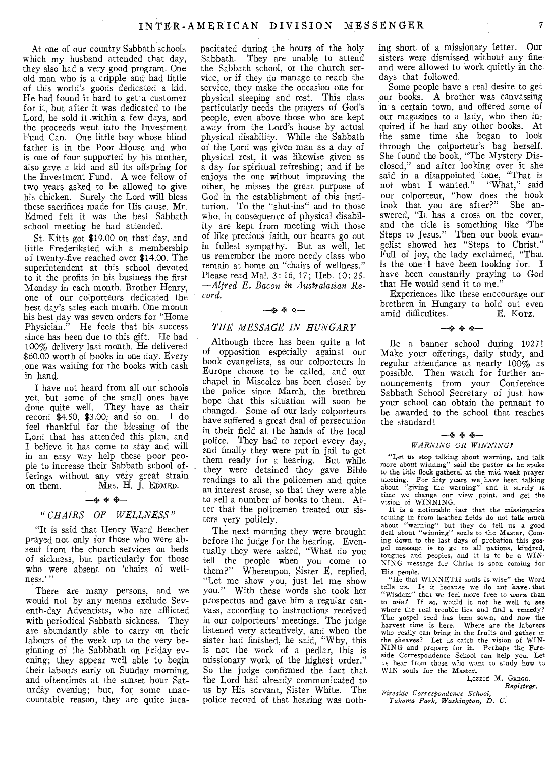At one of our country Sabbath schools which my husband attended that day, they also had a very good program. One old man who is a cripple and had little of this world's goods dedicated a kid. He had found it hard to get a customer for it, but after it was dedicated to the Lord, he sold it within a few days, and the proceeds went into the Investment Fund Can. One little boy whose blind father is in the Poor House and who is one of four supported by his mother, also gave a kid and all its offspring for the Investment Fund. A wee fellow of two years asked to be allowed to give his chicken. Surely the Lord will bless these sacrifices made for His cause. Mr. Edmed felt it was the best Sabbath school meeting he had attended.

St. Kitts got $19.00 on that day, and little Frederiksted with a membership of twenty-five reached over $14.00. The superintendent at this school devoted to it the profits in his business the first Monday in each month. Brother Henry, one of our colporteurs dedicated the best day's sales each month. One month his best day was seven orders for "Home Physician." He feels that his success since has been due to this gift. He had 100% delivery last month. He delivered $60.00 worth of books in one day. Every one was waiting for the books with cash in hand.

I have not heard from all our schools yet, but some of the small ones have done quite well. They have as their record $4.50, $3.00, and so on. I do feel thankful for the blessing of the Lord that has attended this plan, and I believe it has come to stay and will in an easy way help these poor people to increase their Sabbath school offerings without any very great strain on them.

MRS. H. J. EDMED.

## "CHAIRS OF WELLNESS"

"It is said that Henry Ward Beecher prayed not only for those who were absent from the church services on beds of sickness, but particularly for those who were absent on 'chairs of wellness.'"

There are many persons, and we would not by any means exclude Seventh-day Adventists, who are afflicted with periodical Sabbath sickness. They are abundantly able to carry on their labours of the week up to the very beginning of the Sabbbath on Friday evening; they appear well able to begin their labours early on Sunday morning, and oftentimes at the sunset hour Saturday evening; but, for some unaccountable reason, they are quite incapacitated during the hours of the holy Sabbath. They are unable to attend the Sabbath school, or the church service, or if they do manage to reach the service, they make the occasion one for physical sleeping and rest. This class particularly needs the prayers of God's people, even above those who are kept away from the Lord's house by actual physical disability. While the Sabbath of the Lord was given man as a day of physical rest, it was likewise given as a day for spiritual refreshing; and if he enjoys the one without improving the other, he misses the great purpose of God in the establishment of this institution. To the "shut-ins" and to those who, in consequence of physical disability are kept from meeting with those of like precious faith, our hearts go out in fullest sympathy. But as well, let us remember the more needy class who remain at home on "chairs of wellness." Please read Mal. 3: 16, 17; Heb. 10: 25. —*Alfred E. Bacon in Australasian Record.*

## THE MESSAGE IN HUNGARY

Although there has been quite a lot of opposition especially against our book evangelists, as our colporteurs in Europe choose to be called, and our chapel in Miscolcz has been closed by the police since March, the brethren hope that this situation will soon be changed. Some of our lady colporteurs have suffered a great deal of persecution in their field at the hands of the local police. They had to report every day, and finally they were put in jail to get them ready for a hearing. But while they were detained they gave Bible readings to all the policemen and quite an interest arose, so that they were able to sell a number of books to them. After that the policemen treated our sisters very politely.

The next morning they were brought before the judge for the hearing. Eventually they were asked, "What do you tell the people when you come to them?" Whereupon, Sister E. replied, "Let me show you, just let me show you." With these words she took her prospectus and gave him a regular canvass, according to instructions received in our colporteurs' meetings. The judge listened very attentively, and when the sister had finished, he said, "Why, this is not the work of a pedlar, this is missionary work of the highest order." So the judge confirmed the fact that the Lord had already communicated to us by His servant, Sister White. The police record of that hearing was nothing short of a missionary letter. Our sisters were dismissed without any fine and were allowed to work quietly in the days that followed.

Some people have a real desire to get our books. A brother was canvassing in a certain town, and offered some of our magazines to a lady, who then inquired if he had any other books. At the same time she began to look through the colporteur's bag herself. She found the book, "The Mystery Disclosed," and after looking over it she said in a disappointed tone, "That is not what I wanted." "What," said our colporteur, "how does the book look that you are after?" She answered, "It has a cross on the cover, and the title is something like 'The Steps to Jesus.'" Then our book evangelist showed her "Steps to Christ." Full of joy, the lady exclaimed, "That is the one I have been looking for. I have been constantly praying to God that He would send it to me."

Experiences like these enccourage our brethren in Hungary to hold out even amid difficulites.

E. KOTZ.

Be a banner school during 1927! Make your offerings, daily study, and regular attendance as nearly 100% as possible. Then watch for further announcements from your Conference Sabbath School Secretary of just how your school can obtain the pennant to be awarded to the school that reaches the standard!

### WARNING OR WINNING?

"Let us stop talking about warning, and talk more about winning" said the pastor as he spoke to the litle flock gatherel at the mid week prayer meeting. For fifty years we have been talking about "giving the warning" and it surely is time we change our view point, and get the vision of WINNING.

It is a noticeable fact that the missionaries coming in from heathen fields do not talk much about "warning" but they do tell us a good deal about "winning" souls to the Master. Coming down to the last days of probation this gospel message is to go to all nations, kindred, tongues and peoples, and it is to be a WINNING message for Christ is soon coming for His people.

"He that WINNETH souls is wise" the Word tells us. Is it because we do not have that "Wisdom" that we feel more free to *warn* than to *win?* If so, would it not be well to see where the real trouble lies and find a remedy? The gospel seed has been sown, and now the harvest time is here. Where are the laborers who really can bring in the fruits and gather in the sheaves? Let us catch the vision of WINNING and prepare for it. Perhaps the Fireside Correspondence School can help you. Let us hear from those who want to study how to WIN souls for the Master.

LIZZIE M. GREGG.
*Registrar.*

*Fireside Correspondence School,*
*Takoma Park, Washington, D. C.*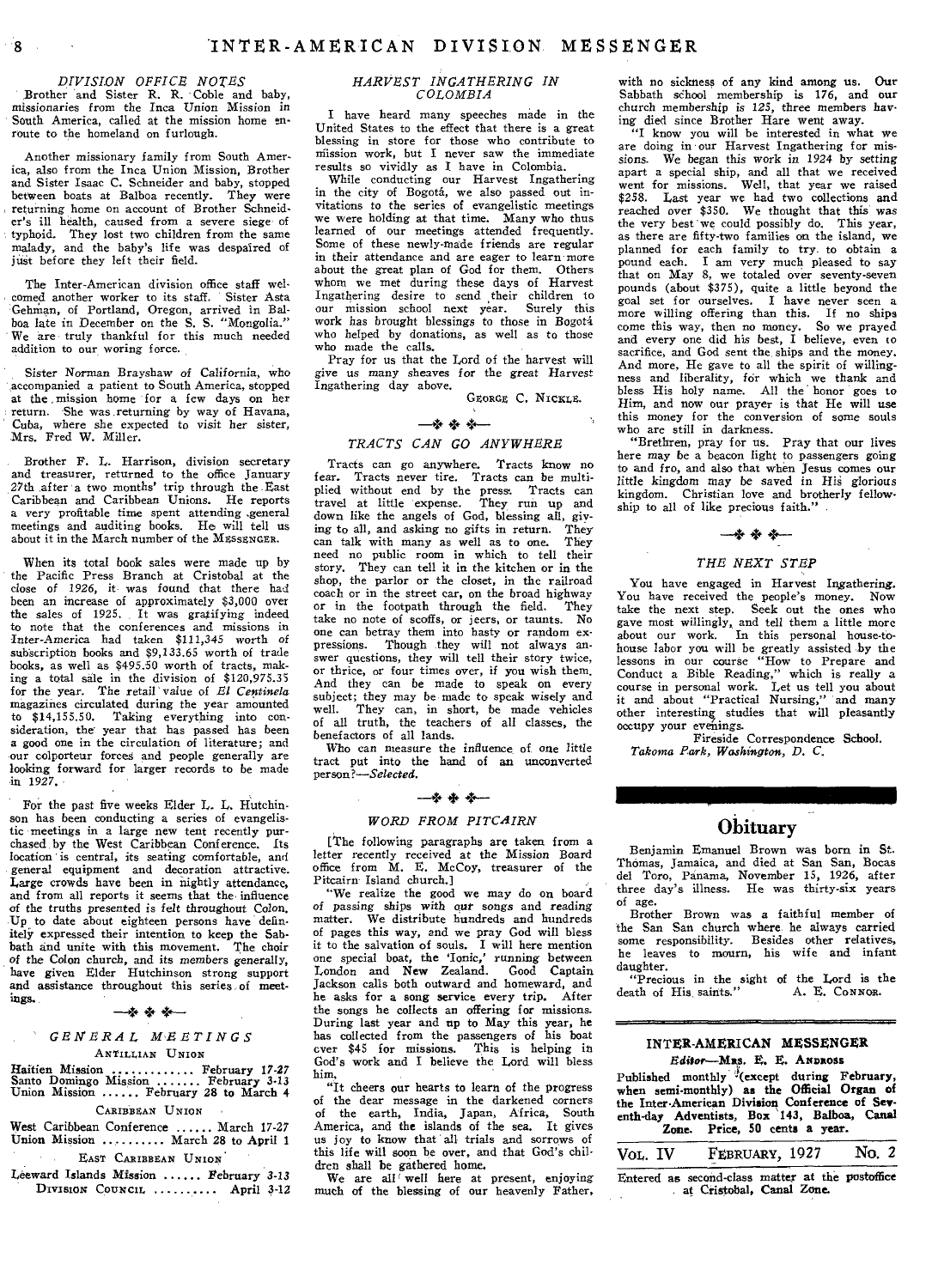## DIVISION OFFICE NOTES

Brother and Sister R. R. Coble and baby, missionaries from the Inca Union Mission in South America, called at the mission home en-route to the homeland on furlough.

Another missionary family from South America, also from the Inca Union Mission, Brother and Sister Isaac C. Schneider and baby, stopped between boats at Balboa recently. They were returning home on account of Brother Schneider's ill health, caused from a severe siege of typhoid. They lost two children from the same malady, and the baby's life was despaired of just before they left their field.

The Inter-American division office staff welcomed another worker to its staff. Sister Asta Gehman, of Portland, Oregon, arrived in Balboa late in December on the S. S. "Mongolia." We are truly thankful for this much needed addition to our woring force.

Sister Norman Brayshaw of California, who accompanied a patient to South America, stopped at the mission home for a few days on her return. She was returning by way of Havana, Cuba, where she expected to visit her sister, Mrs. Fred W. Miller.

Brother F. L. Harrison, division secretary and treasurer, returned to the office January 27th after a two months' trip through the East Caribbean and Caribbean Unions. He reports a very profitable time spent attending general meetings and auditing books. He will tell us about it in the March number of the MESSENGER.

When its total book sales were made up by the Pacific Press Branch at Cristobal at the close of 1926, it was found that there had been an increase of approximately $3,000 over the sales of 1925. It was gratifying indeed to note that the conferences and missions in Inter-America had taken $111,345 worth of subscription books and $9,133.65 worth of trade books, as well as $495.50 worth of tracts, making a total sale in the division of $120,975.35 for the year. The retail value of *El Centinela* magazines circulated during the year amounted to $14,155.50. Taking everything into consideration, the year that has passed has been a good one in the circulation of literature; and our colporteur forces and people generally are looking forward for larger records to be made in 1927.

For the past five weeks Elder L. L. Hutchinson has been conducting a series of evangelistic meetings in a large new tent recently purchased by the West Caribbean Conference. Its location is central, its seating comfortable, and general equipment and decoration attractive. Large crowds have been in nightly attendance, and from all reports it seems that the influence of the truths presented is felt throughout Colon. Up to date about eighteen persons have definitely expressed their intention to keep the Sabbath and unite with this movement. The choir of the Colon church, and its members generally, have given Elder Hutchinson strong support and assistance throughout this series of meetings.

## GENERAL MEETINGS

**ANTILLIAN UNION**

Haitien Mission ............ February 17-27
Santo Domingo Mission ....... February 3-13
Union Mission ...... February 28 to March 4

**CARIBBEAN UNION**

West Caribbean Conference ...... March 17-27
Union Mission .......... March 28 to April 1

**EAST CARIBBEAN UNION**

Leeward Islands Mission ...... February 3-13
DIVISION COUNCIL .......... April 3-12

## HARVEST INGATHERING IN COLOMBIA

I have heard many speeches made in the United States to the effect that there is a great blessing in store for those who contribute to mission work, but I never saw the immediate results so vividly as I have in Colombia.

While conducting our Harvest Ingathering in the city of Bogotá, we also passed out invitations to the series of evangelistic meetings we were holding at that time. Many who thus learned of our meetings attended frequently. Some of these newly-made friends are regular in their attendance and are eager to learn more about the great plan of God for them. Others whom we met during these days of Harvest Ingathering desire to send their children to our mission school next year. Surely this work has brought blessings to those in Bogotá who helped by donations, as well as to those who made the calls.

Pray for us that the Lord of the harvest will give us many sheaves for the great Harvest Ingathering day above.

GEORGE C. NICKLE.

## TRACTS CAN GO ANYWHERE

Tracts can go anywhere. Tracts know no fear. Tracts never tire. Tracts can be multiplied without end by the press. Tracts can travel at little expense. They run up and down like the angels of God, blessing all, giving to all, and asking no gifts in return. They can talk with many as well as to one. They need no public room in which to tell their story. They can tell it in the kitchen or in the shop, the parlor or the closet, in the railroad coach or in the street car, on the broad highway or in the footpath through the field. They take no note of scoffs, or jeers, or taunts. No one can betray them into hasty or random expressions. Though they will not always answer questions, they will tell their story twice, or thrice, or four times over, if you wish them. And they can be made to speak on every subject; they may be made to speak wisely and well. They can, in short, be made vehicles of all truth, the teachers of all classes, the benefactors of all lands.

Who can measure the influence of one little tract put into the hand of an unconverted person?—*Selected.*

## WORD FROM PITCAIRN

[The following paragraphs are taken from a letter recently received at the Mission Board office from M. E. McCoy, treasurer of the Pitcairn Island church.]

"We realize the good we may do on board of passing ships with our songs and reading matter. We distribute hundreds and hundreds of pages this way, and we pray God will bless it to the salvation of souls. I will here mention one special boat, the 'Ionic,' running between London and New Zealand. Good Captain Jackson calls both outward and homeward, and he asks for a song service every trip. After the songs he collects an offering for missions. During last year and up to May this year, he has collected from the passengers of his boat over $45 for missions. This is helping in God's work and I believe the Lord will bless him.

"It cheers our hearts to learn of the progress of the dear message in the darkened corners of the earth, India, Japan, Africa, South America, and the islands of the sea. It gives us joy to know that all trials and sorrows of this life will soon be over, and that God's children shall be gathered home.

We are all well here at present, enjoying much of the blessing of our heavenly Father, with no sickness of any kind among us. Our Sabbath school membership is 176, and our church membership is 125, three members having died since Brother Hare went away.

"I know you will be interested in what we are doing in our Harvest Ingathering for missions. We began this work in 1924 by setting apart a special ship, and all that we received went for missions. Well, that year we raised $258. Last year we had two collections and reached over $350. We thought that this was the very best we could possibly do. This year, as there are fifty-two families on the island, we planned for each family to try to obtain a pound each. I am very much pleased to say that on May 8, we totaled over seventy-seven pounds (about $375), quite a little beyond the goal set for ourselves. I have never seen a more willing offering than this. If no ships come this way, then no money. So we prayed and every one did his best, I believe, even to sacrifice, and God sent the ships and the money. And more, He gave to all the spirit of willingness and liberality, for which we thank and bless His holy name. All the honor goes to Him, and now our prayer is that He will use this money for the conversion of some souls who are still in darkness.

"Brethren, pray for us. Pray that our lives here may be a beacon light to passengers going to and fro, and also that when Jesus comes our little kingdom may be saved in His glorious kingdom. Christian love and brotherly fellowship to all of like precious faith."

## THE NEXT STEP

You have engaged in Harvest Ingathering. You have received the people's money. Now take the next step. Seek out the ones who gave most willingly, and tell them a little more about our work. In this personal house-to-house labor you will be greatly assisted by the lessons in our course "How to Prepare and Conduct a Bible Reading," which is really a course in personal work. Let us tell you about it and about "Practical Nursing," and many other interesting studies that will pleasantly occupy your evenings.

Fireside Correspondence School.
*Takoma Park, Washington, D. C.*

## Obituary

Benjamin Emanuel Brown was born in St. Thomas, Jamaica, and died at San San, Bocas del Toro, Panama, November 15, 1926, after three day's illness. He was thirty-six years of age.

Brother Brown was a faithful member of the San San church where he always carried some responsibility. Besides other relatives, he leaves to mourn, his wife and infant daughter.

"Precious in the sight of the Lord is the death of His saints." A. E. CONNOR.

---

**INTER-AMERICAN MESSENGER**

*Editor*—MRS. E. E. ANDROSS

**Published monthly (except during February, when semi-monthly) as the Official Organ of the Inter-American Division Conference of Seventh-day Adventists, Box 143, Balboa, Canal Zone. Price, 50 cents a year.**

VOL. IV FEBRUARY, 1927 No. 2

Entered as second-class matter at the postoffice at Cristobal, Canal Zone.